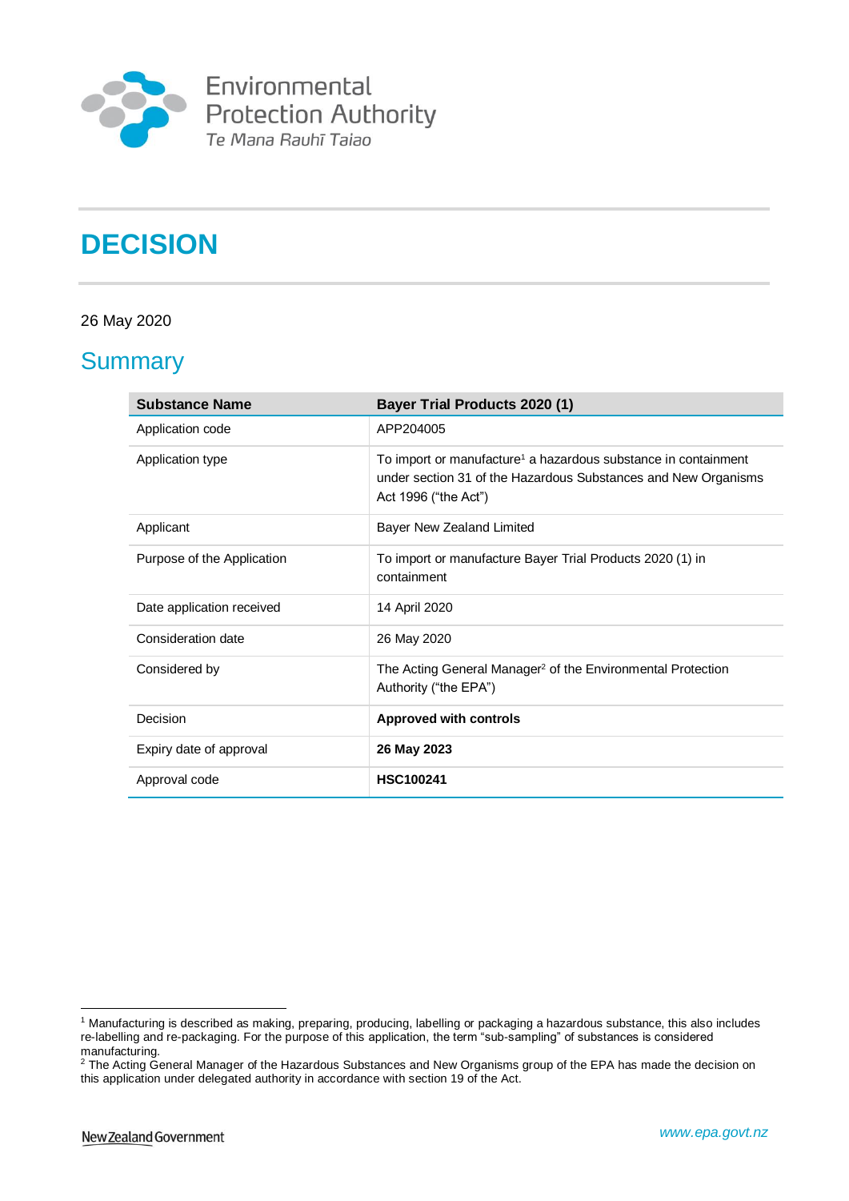Environmental Protection Authority
Te Mana Rauhī Taiao

# DECISION

26 May 2020

## Summary

| Substance Name | Bayer Trial Products 2020 (1) |
|---|---|
| Application code | APP204005 |
| Application type | To import or manufacture[1] a hazardous substance in containment under section 31 of the Hazardous Substances and New Organisms Act 1996 ("the Act") |
| Applicant | Bayer New Zealand Limited |
| Purpose of the Application | To import or manufacture Bayer Trial Products 2020 (1) in containment |
| Date application received | 14 April 2020 |
| Consideration date | 26 May 2020 |
| Considered by | The Acting General Manager[2] of the Environmental Protection Authority ("the EPA") |
| Decision | **Approved with controls** |
| Expiry date of approval | **26 May 2023** |
| Approval code | **HSC100241** |

[1] Manufacturing is described as making, preparing, producing, labelling or packaging a hazardous substance, this also includes re-labelling and re-packaging. For the purpose of this application, the term "sub-sampling" of substances is considered manufacturing.

[2] The Acting General Manager of the Hazardous Substances and New Organisms group of the EPA has made the decision on this application under delegated authority in accordance with section 19 of the Act.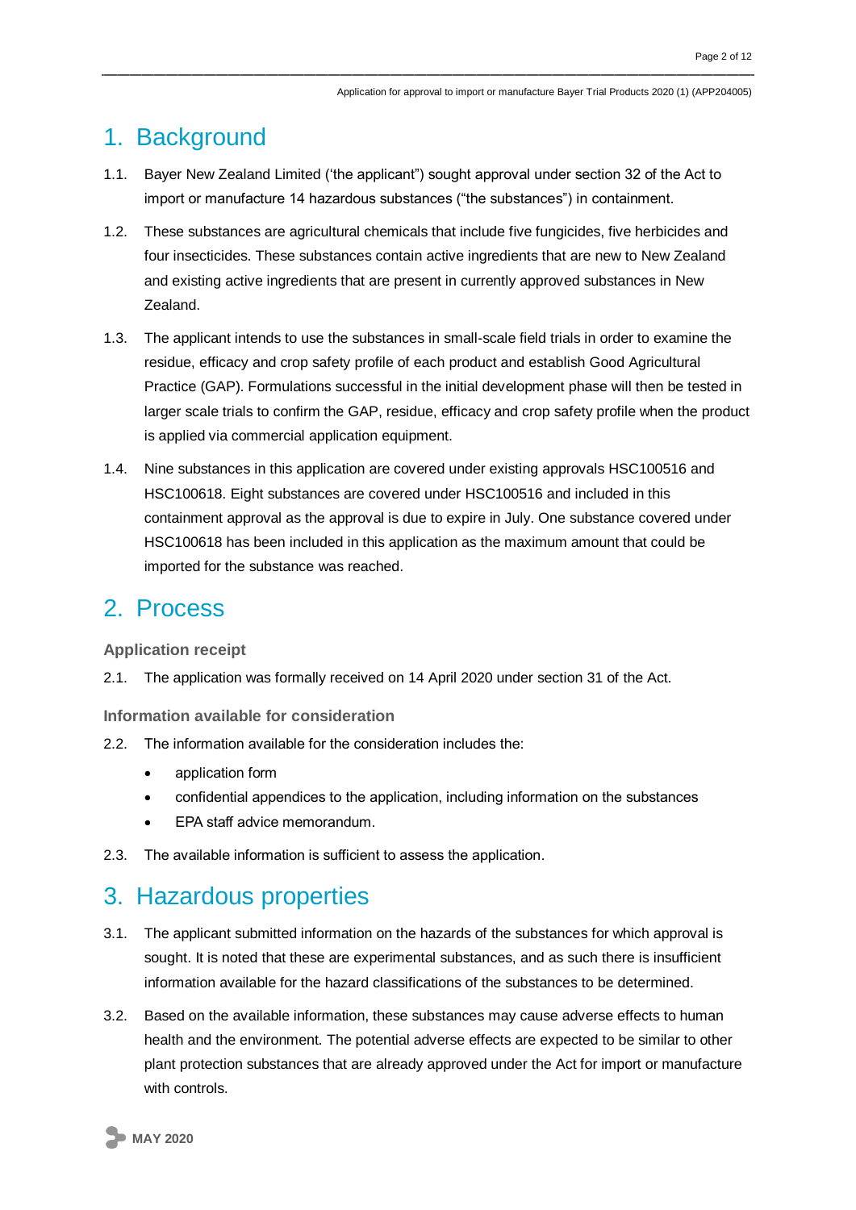## 1. Background

1.1. Bayer New Zealand Limited ('the applicant") sought approval under section 32 of the Act to import or manufacture 14 hazardous substances ("the substances") in containment.

1.2. These substances are agricultural chemicals that include five fungicides, five herbicides and four insecticides. These substances contain active ingredients that are new to New Zealand and existing active ingredients that are present in currently approved substances in New Zealand.

1.3. The applicant intends to use the substances in small-scale field trials in order to examine the residue, efficacy and crop safety profile of each product and establish Good Agricultural Practice (GAP). Formulations successful in the initial development phase will then be tested in larger scale trials to confirm the GAP, residue, efficacy and crop safety profile when the product is applied via commercial application equipment.

1.4. Nine substances in this application are covered under existing approvals HSC100516 and HSC100618. Eight substances are covered under HSC100516 and included in this containment approval as the approval is due to expire in July. One substance covered under HSC100618 has been included in this application as the maximum amount that could be imported for the substance was reached.

## 2. Process

### Application receipt

2.1. The application was formally received on 14 April 2020 under section 31 of the Act.

### Information available for consideration

2.2. The information available for the consideration includes the:

- application form
- confidential appendices to the application, including information on the substances
- EPA staff advice memorandum.

2.3. The available information is sufficient to assess the application.

## 3. Hazardous properties

3.1. The applicant submitted information on the hazards of the substances for which approval is sought. It is noted that these are experimental substances, and as such there is insufficient information available for the hazard classifications of the substances to be determined.

3.2. Based on the available information, these substances may cause adverse effects to human health and the environment. The potential adverse effects are expected to be similar to other plant protection substances that are already approved under the Act for import or manufacture with controls.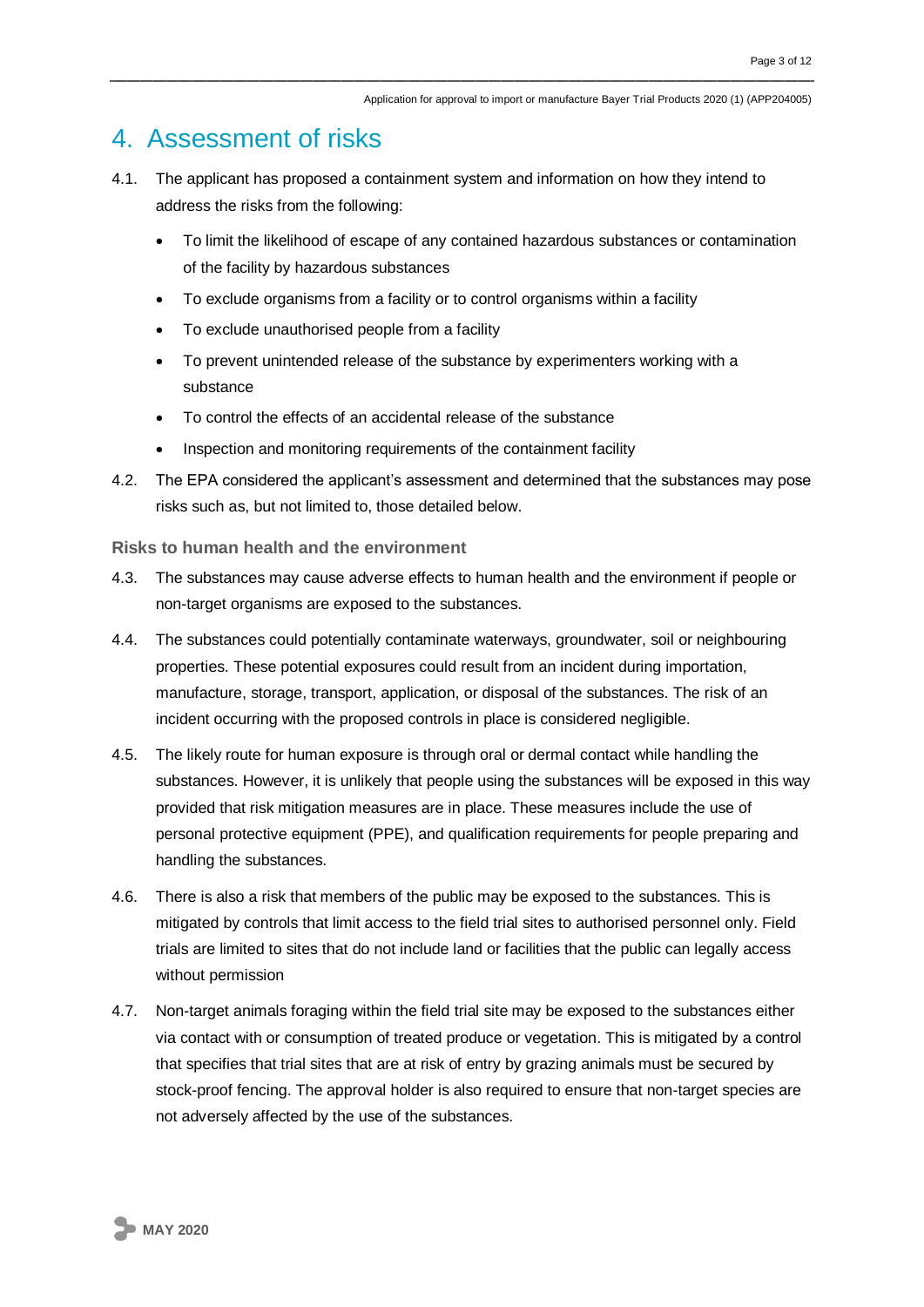# 4. Assessment of risks

4.1. The applicant has proposed a containment system and information on how they intend to address the risks from the following:

- To limit the likelihood of escape of any contained hazardous substances or contamination of the facility by hazardous substances
- To exclude organisms from a facility or to control organisms within a facility
- To exclude unauthorised people from a facility
- To prevent unintended release of the substance by experimenters working with a substance
- To control the effects of an accidental release of the substance
- Inspection and monitoring requirements of the containment facility

4.2. The EPA considered the applicant's assessment and determined that the substances may pose risks such as, but not limited to, those detailed below.

### Risks to human health and the environment

4.3. The substances may cause adverse effects to human health and the environment if people or non-target organisms are exposed to the substances.

4.4. The substances could potentially contaminate waterways, groundwater, soil or neighbouring properties. These potential exposures could result from an incident during importation, manufacture, storage, transport, application, or disposal of the substances. The risk of an incident occurring with the proposed controls in place is considered negligible.

4.5. The likely route for human exposure is through oral or dermal contact while handling the substances. However, it is unlikely that people using the substances will be exposed in this way provided that risk mitigation measures are in place. These measures include the use of personal protective equipment (PPE), and qualification requirements for people preparing and handling the substances.

4.6. There is also a risk that members of the public may be exposed to the substances. This is mitigated by controls that limit access to the field trial sites to authorised personnel only. Field trials are limited to sites that do not include land or facilities that the public can legally access without permission

4.7. Non-target animals foraging within the field trial site may be exposed to the substances either via contact with or consumption of treated produce or vegetation. This is mitigated by a control that specifies that trial sites that are at risk of entry by grazing animals must be secured by stock-proof fencing. The approval holder is also required to ensure that non-target species are not adversely affected by the use of the substances.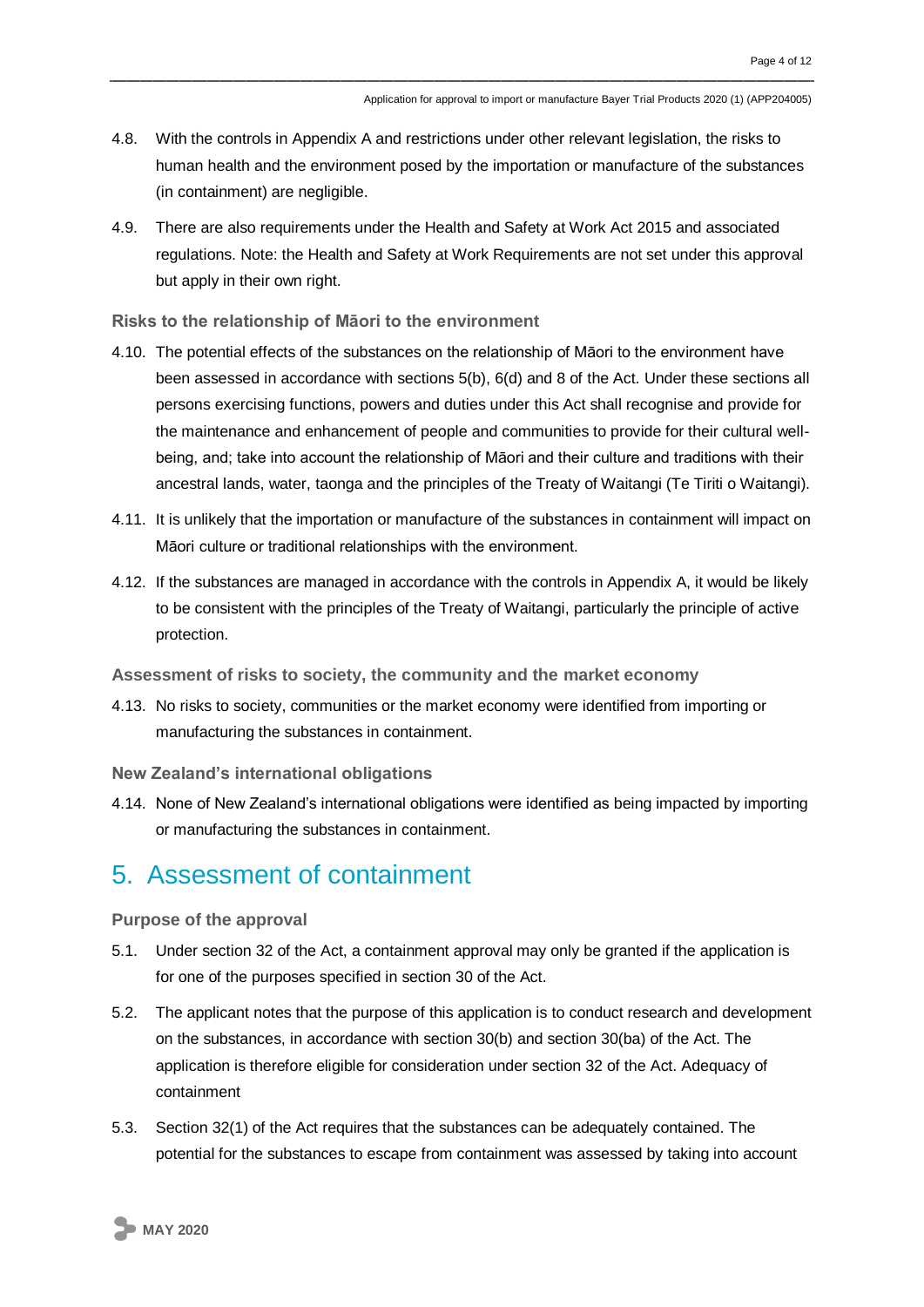4.8. With the controls in Appendix A and restrictions under other relevant legislation, the risks to human health and the environment posed by the importation or manufacture of the substances (in containment) are negligible.

4.9. There are also requirements under the Health and Safety at Work Act 2015 and associated regulations. Note: the Health and Safety at Work Requirements are not set under this approval but apply in their own right.

### Risks to the relationship of Māori to the environment

4.10. The potential effects of the substances on the relationship of Māori to the environment have been assessed in accordance with sections 5(b), 6(d) and 8 of the Act. Under these sections all persons exercising functions, powers and duties under this Act shall recognise and provide for the maintenance and enhancement of people and communities to provide for their cultural well-being, and; take into account the relationship of Māori and their culture and traditions with their ancestral lands, water, taonga and the principles of the Treaty of Waitangi (Te Tiriti o Waitangi).

4.11. It is unlikely that the importation or manufacture of the substances in containment will impact on Māori culture or traditional relationships with the environment.

4.12. If the substances are managed in accordance with the controls in Appendix A, it would be likely to be consistent with the principles of the Treaty of Waitangi, particularly the principle of active protection.

### Assessment of risks to society, the community and the market economy

4.13. No risks to society, communities or the market economy were identified from importing or manufacturing the substances in containment.

### New Zealand's international obligations

4.14. None of New Zealand's international obligations were identified as being impacted by importing or manufacturing the substances in containment.

## 5. Assessment of containment

### Purpose of the approval

5.1. Under section 32 of the Act, a containment approval may only be granted if the application is for one of the purposes specified in section 30 of the Act.

5.2. The applicant notes that the purpose of this application is to conduct research and development on the substances, in accordance with section 30(b) and section 30(ba) of the Act. The application is therefore eligible for consideration under section 32 of the Act. Adequacy of containment

5.3. Section 32(1) of the Act requires that the substances can be adequately contained. The potential for the substances to escape from containment was assessed by taking into account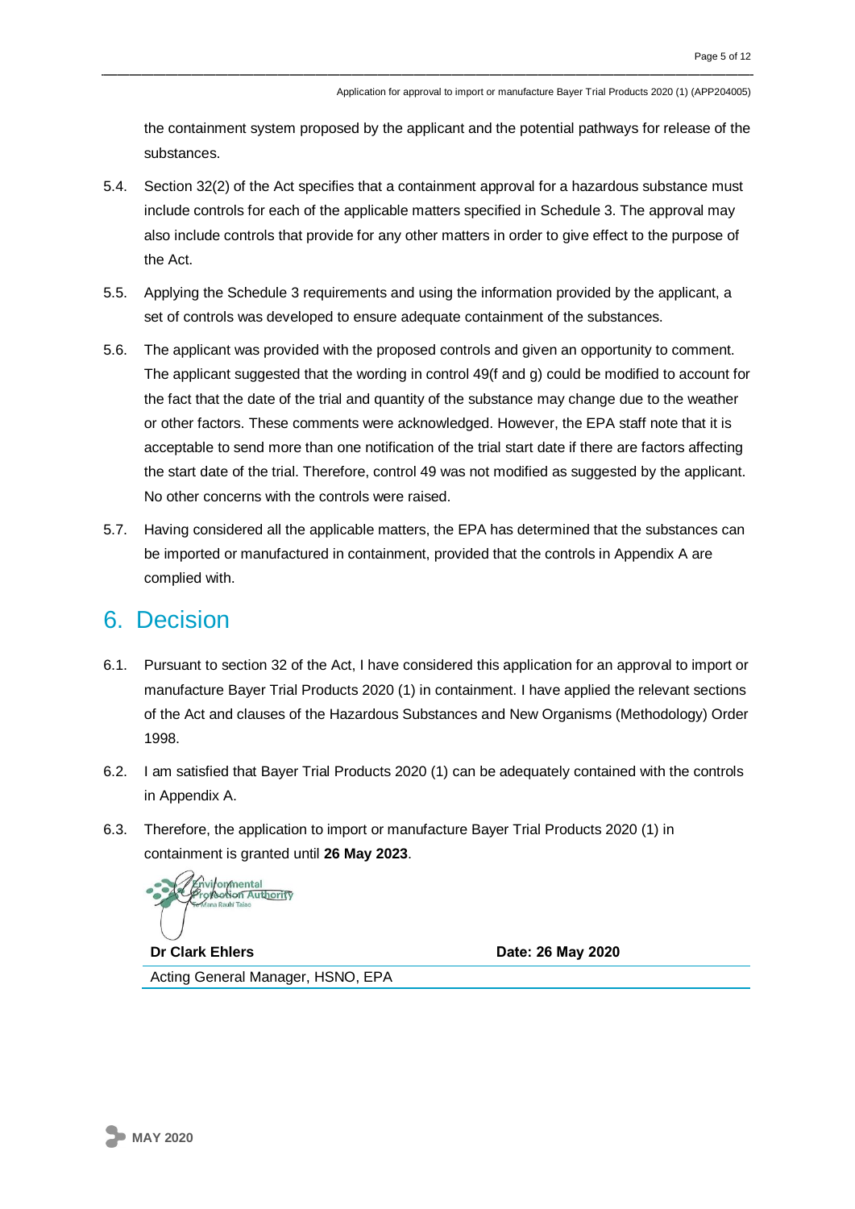the containment system proposed by the applicant and the potential pathways for release of the substances.

5.4. Section 32(2) of the Act specifies that a containment approval for a hazardous substance must include controls for each of the applicable matters specified in Schedule 3. The approval may also include controls that provide for any other matters in order to give effect to the purpose of the Act.

5.5. Applying the Schedule 3 requirements and using the information provided by the applicant, a set of controls was developed to ensure adequate containment of the substances.

5.6. The applicant was provided with the proposed controls and given an opportunity to comment. The applicant suggested that the wording in control 49(f and g) could be modified to account for the fact that the date of the trial and quantity of the substance may change due to the weather or other factors. These comments were acknowledged. However, the EPA staff note that it is acceptable to send more than one notification of the trial start date if there are factors affecting the start date of the trial. Therefore, control 49 was not modified as suggested by the applicant. No other concerns with the controls were raised.

5.7. Having considered all the applicable matters, the EPA has determined that the substances can be imported or manufactured in containment, provided that the controls in Appendix A are complied with.

## 6. Decision

6.1. Pursuant to section 32 of the Act, I have considered this application for an approval to import or manufacture Bayer Trial Products 2020 (1) in containment. I have applied the relevant sections of the Act and clauses of the Hazardous Substances and New Organisms (Methodology) Order 1998.

6.2. I am satisfied that Bayer Trial Products 2020 (1) can be adequately contained with the controls in Appendix A.

6.3. Therefore, the application to import or manufacture Bayer Trial Products 2020 (1) in containment is granted until **26 May 2023**.

| **Dr Clark Ehlers** | **Date: 26 May 2020** |
|---|---|
| Acting General Manager, HSNO, EPA | |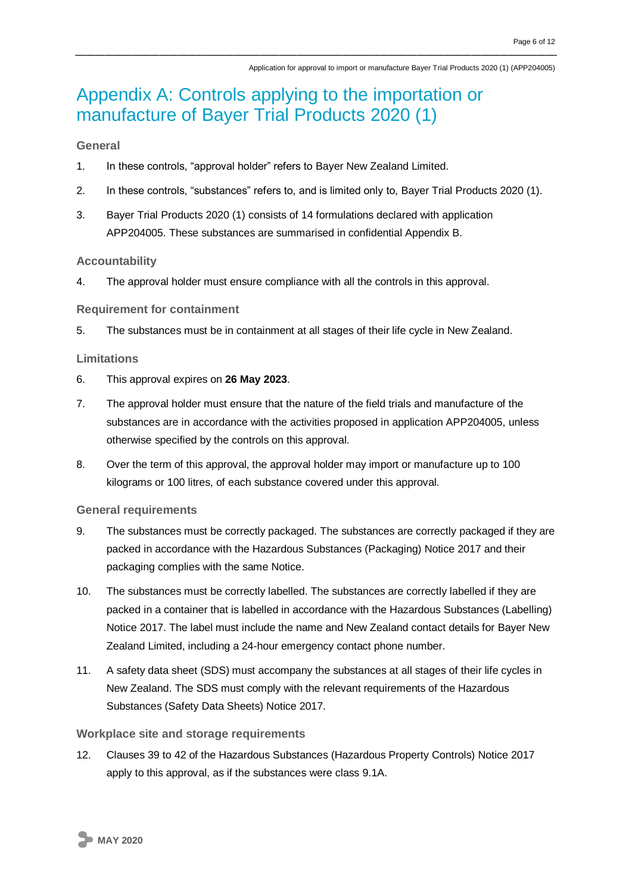# Appendix A: Controls applying to the importation or manufacture of Bayer Trial Products 2020 (1)

### General

1. In these controls, “approval holder” refers to Bayer New Zealand Limited.
2. In these controls, “substances” refers to, and is limited only to, Bayer Trial Products 2020 (1).
3. Bayer Trial Products 2020 (1) consists of 14 formulations declared with application APP204005. These substances are summarised in confidential Appendix B.

### Accountability

4. The approval holder must ensure compliance with all the controls in this approval.

### Requirement for containment

5. The substances must be in containment at all stages of their life cycle in New Zealand.

### Limitations

6. This approval expires on **26 May 2023**.
7. The approval holder must ensure that the nature of the field trials and manufacture of the substances are in accordance with the activities proposed in application APP204005, unless otherwise specified by the controls on this approval.
8. Over the term of this approval, the approval holder may import or manufacture up to 100 kilograms or 100 litres, of each substance covered under this approval.

### General requirements

9. The substances must be correctly packaged. The substances are correctly packaged if they are packed in accordance with the Hazardous Substances (Packaging) Notice 2017 and their packaging complies with the same Notice.
10. The substances must be correctly labelled. The substances are correctly labelled if they are packed in a container that is labelled in accordance with the Hazardous Substances (Labelling) Notice 2017. The label must include the name and New Zealand contact details for Bayer New Zealand Limited, including a 24-hour emergency contact phone number.
11. A safety data sheet (SDS) must accompany the substances at all stages of their life cycles in New Zealand. The SDS must comply with the relevant requirements of the Hazardous Substances (Safety Data Sheets) Notice 2017.

### Workplace site and storage requirements

12. Clauses 39 to 42 of the Hazardous Substances (Hazardous Property Controls) Notice 2017 apply to this approval, as if the substances were class 9.1A.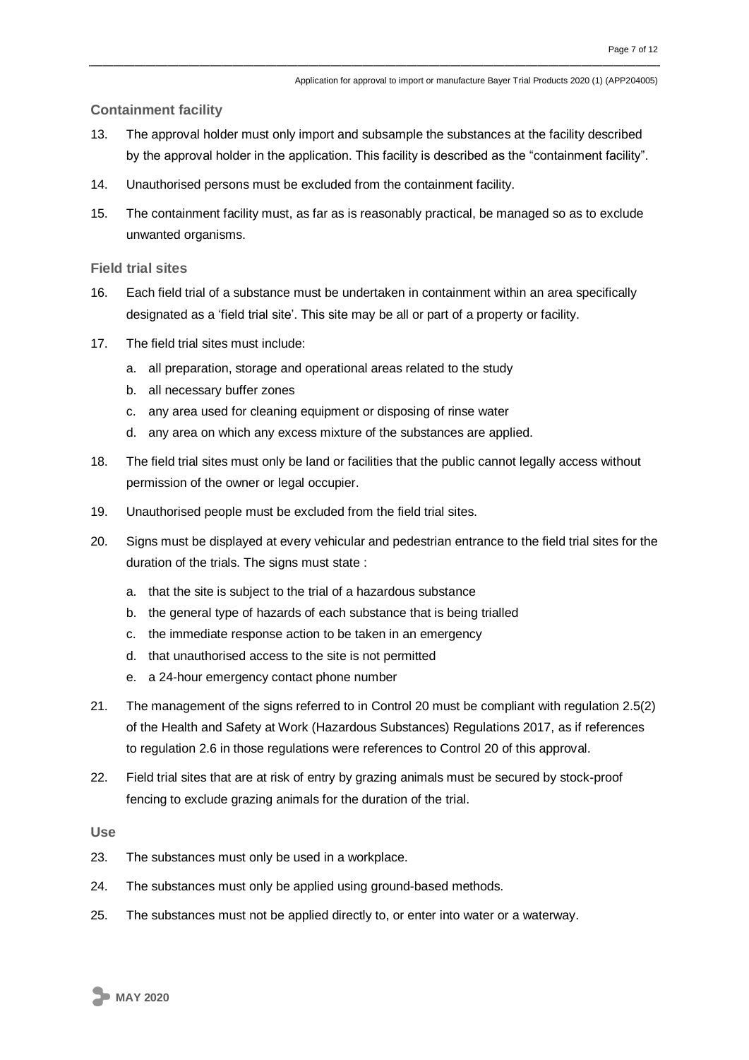### Containment facility

13. The approval holder must only import and subsample the substances at the facility described by the approval holder in the application. This facility is described as the "containment facility".
14. Unauthorised persons must be excluded from the containment facility.
15. The containment facility must, as far as is reasonably practical, be managed so as to exclude unwanted organisms.

### Field trial sites

16. Each field trial of a substance must be undertaken in containment within an area specifically designated as a 'field trial site'. This site may be all or part of a property or facility.
17. The field trial sites must include:
    a. all preparation, storage and operational areas related to the study
    b. all necessary buffer zones
    c. any area used for cleaning equipment or disposing of rinse water
    d. any area on which any excess mixture of the substances are applied.
18. The field trial sites must only be land or facilities that the public cannot legally access without permission of the owner or legal occupier.
19. Unauthorised people must be excluded from the field trial sites.
20. Signs must be displayed at every vehicular and pedestrian entrance to the field trial sites for the duration of the trials. The signs must state :
    a. that the site is subject to the trial of a hazardous substance
    b. the general type of hazards of each substance that is being trialled
    c. the immediate response action to be taken in an emergency
    d. that unauthorised access to the site is not permitted
    e. a 24-hour emergency contact phone number
21. The management of the signs referred to in Control 20 must be compliant with regulation 2.5(2) of the Health and Safety at Work (Hazardous Substances) Regulations 2017, as if references to regulation 2.6 in those regulations were references to Control 20 of this approval.
22. Field trial sites that are at risk of entry by grazing animals must be secured by stock-proof fencing to exclude grazing animals for the duration of the trial.

### Use

23. The substances must only be used in a workplace.
24. The substances must only be applied using ground-based methods.
25. The substances must not be applied directly to, or enter into water or a waterway.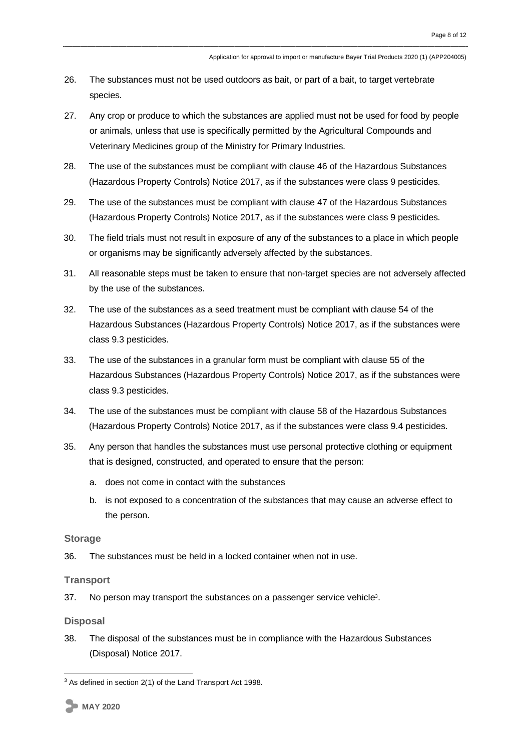26. The substances must not be used outdoors as bait, or part of a bait, to target vertebrate species.

27. Any crop or produce to which the substances are applied must not be used for food by people or animals, unless that use is specifically permitted by the Agricultural Compounds and Veterinary Medicines group of the Ministry for Primary Industries.

28. The use of the substances must be compliant with clause 46 of the Hazardous Substances (Hazardous Property Controls) Notice 2017, as if the substances were class 9 pesticides.

29. The use of the substances must be compliant with clause 47 of the Hazardous Substances (Hazardous Property Controls) Notice 2017, as if the substances were class 9 pesticides.

30. The field trials must not result in exposure of any of the substances to a place in which people or organisms may be significantly adversely affected by the substances.

31. All reasonable steps must be taken to ensure that non-target species are not adversely affected by the use of the substances.

32. The use of the substances as a seed treatment must be compliant with clause 54 of the Hazardous Substances (Hazardous Property Controls) Notice 2017, as if the substances were class 9.3 pesticides.

33. The use of the substances in a granular form must be compliant with clause 55 of the Hazardous Substances (Hazardous Property Controls) Notice 2017, as if the substances were class 9.3 pesticides.

34. The use of the substances must be compliant with clause 58 of the Hazardous Substances (Hazardous Property Controls) Notice 2017, as if the substances were class 9.4 pesticides.

35. Any person that handles the substances must use personal protective clothing or equipment that is designed, constructed, and operated to ensure that the person:
    a. does not come in contact with the substances
    b. is not exposed to a concentration of the substances that may cause an adverse effect to the person.

### Storage

36. The substances must be held in a locked container when not in use.

### Transport

37. No person may transport the substances on a passenger service vehicle[3].

### Disposal

38. The disposal of the substances must be in compliance with the Hazardous Substances (Disposal) Notice 2017.

[3] As defined in section 2(1) of the Land Transport Act 1998.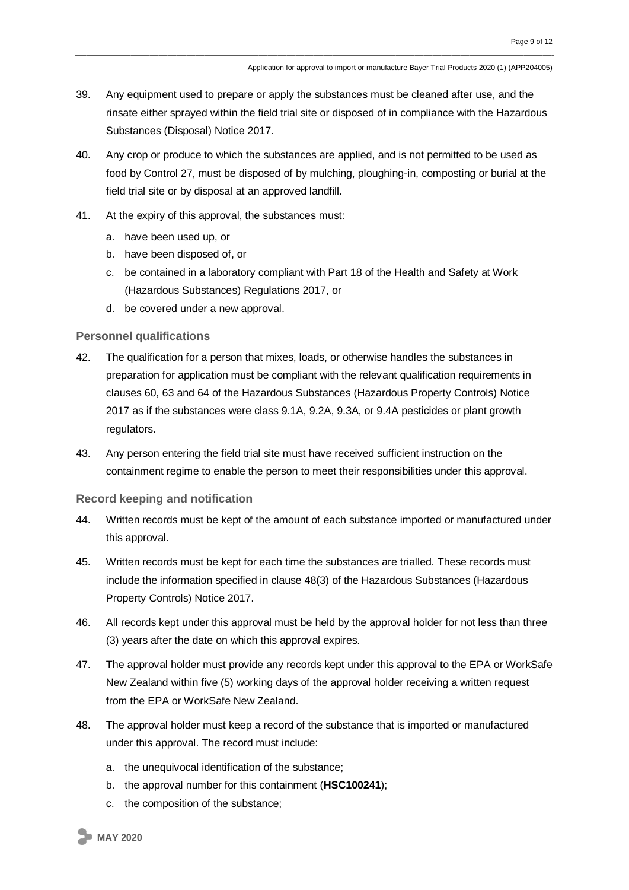39. Any equipment used to prepare or apply the substances must be cleaned after use, and the rinsate either sprayed within the field trial site or disposed of in compliance with the Hazardous Substances (Disposal) Notice 2017.

40. Any crop or produce to which the substances are applied, and is not permitted to be used as food by Control 27, must be disposed of by mulching, ploughing-in, composting or burial at the field trial site or by disposal at an approved landfill.

41. At the expiry of this approval, the substances must:

    a. have been used up, or
    b. have been disposed of, or
    c. be contained in a laboratory compliant with Part 18 of the Health and Safety at Work (Hazardous Substances) Regulations 2017, or
    d. be covered under a new approval.

### Personnel qualifications

42. The qualification for a person that mixes, loads, or otherwise handles the substances in preparation for application must be compliant with the relevant qualification requirements in clauses 60, 63 and 64 of the Hazardous Substances (Hazardous Property Controls) Notice 2017 as if the substances were class 9.1A, 9.2A, 9.3A, or 9.4A pesticides or plant growth regulators.

43. Any person entering the field trial site must have received sufficient instruction on the containment regime to enable the person to meet their responsibilities under this approval.

### Record keeping and notification

44. Written records must be kept of the amount of each substance imported or manufactured under this approval.

45. Written records must be kept for each time the substances are trialled. These records must include the information specified in clause 48(3) of the Hazardous Substances (Hazardous Property Controls) Notice 2017.

46. All records kept under this approval must be held by the approval holder for not less than three (3) years after the date on which this approval expires.

47. The approval holder must provide any records kept under this approval to the EPA or WorkSafe New Zealand within five (5) working days of the approval holder receiving a written request from the EPA or WorkSafe New Zealand.

48. The approval holder must keep a record of the substance that is imported or manufactured under this approval. The record must include:

    a. the unequivocal identification of the substance;
    b. the approval number for this containment (**HSC100241**);
    c. the composition of the substance;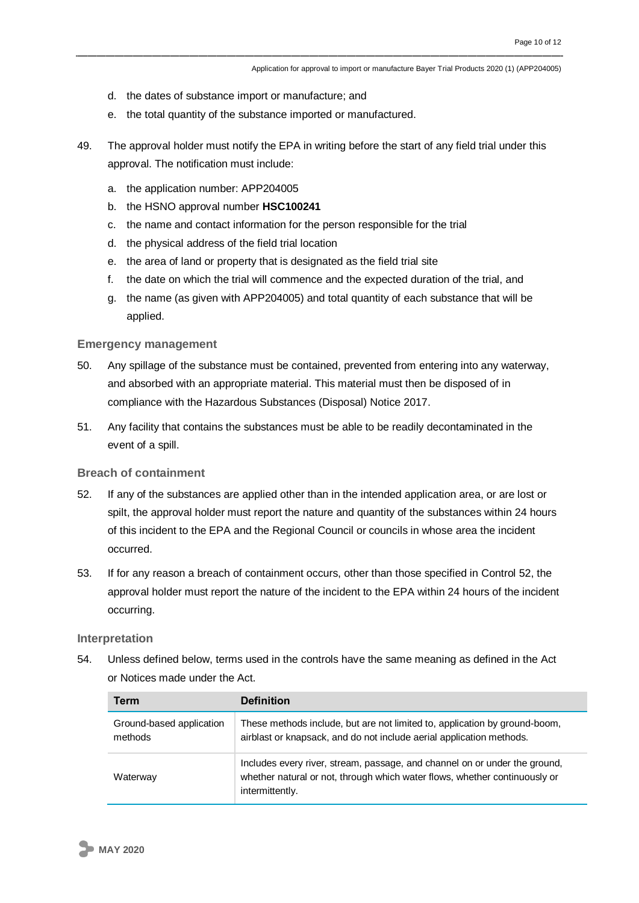d. the dates of substance import or manufacture; and
e. the total quantity of the substance imported or manufactured.

49. The approval holder must notify the EPA in writing before the start of any field trial under this approval. The notification must include:
    a. the application number: APP204005
    b. the HSNO approval number **HSC100241**
    c. the name and contact information for the person responsible for the trial
    d. the physical address of the field trial location
    e. the area of land or property that is designated as the field trial site
    f. the date on which the trial will commence and the expected duration of the trial, and
    g. the name (as given with APP204005) and total quantity of each substance that will be applied.

### Emergency management

50. Any spillage of the substance must be contained, prevented from entering into any waterway, and absorbed with an appropriate material. This material must then be disposed of in compliance with the Hazardous Substances (Disposal) Notice 2017.

51. Any facility that contains the substances must be able to be readily decontaminated in the event of a spill.

### Breach of containment

52. If any of the substances are applied other than in the intended application area, or are lost or spilt, the approval holder must report the nature and quantity of the substances within 24 hours of this incident to the EPA and the Regional Council or councils in whose area the incident occurred.

53. If for any reason a breach of containment occurs, other than those specified in Control 52, the approval holder must report the nature of the incident to the EPA within 24 hours of the incident occurring.

### Interpretation

54. Unless defined below, terms used in the controls have the same meaning as defined in the Act or Notices made under the Act.

| Term | Definition |
|---|---|
| Ground-based application methods | These methods include, but are not limited to, application by ground-boom, airblast or knapsack, and do not include aerial application methods. |
| Waterway | Includes every river, stream, passage, and channel on or under the ground, whether natural or not, through which water flows, whether continuously or intermittently. |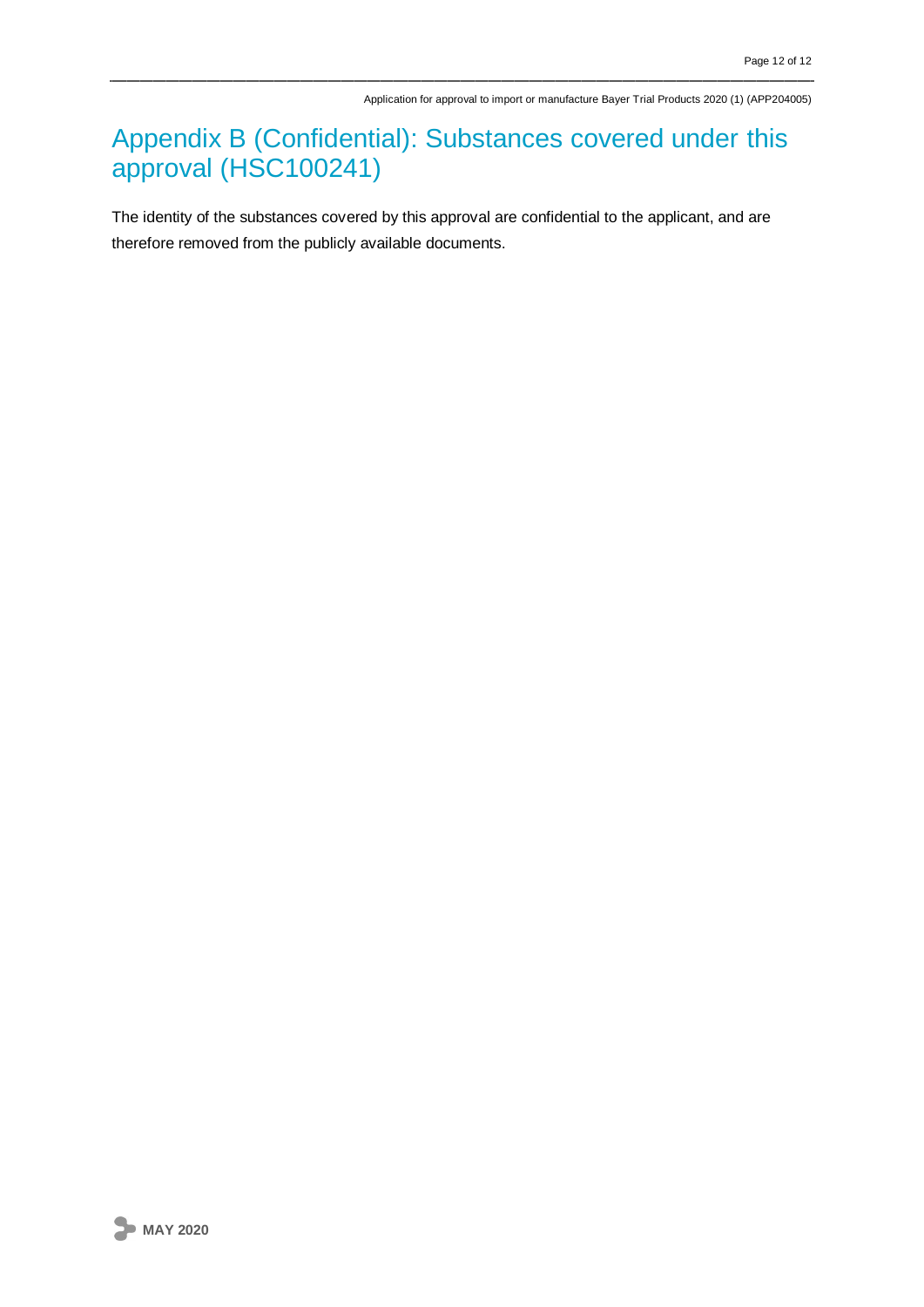# Appendix B (Confidential): Substances covered under this approval (HSC100241)

The identity of the substances covered by this approval are confidential to the applicant, and are therefore removed from the publicly available documents.